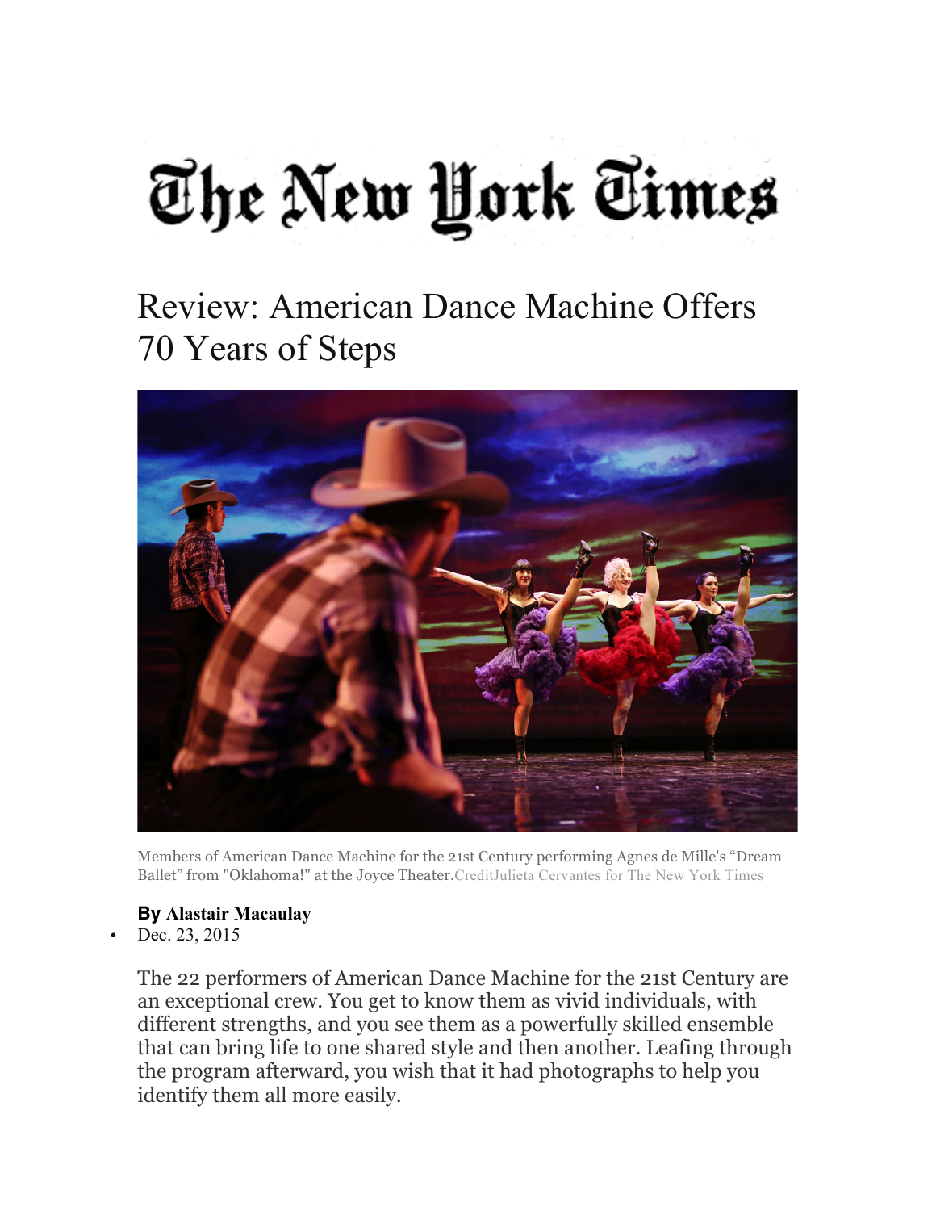# The New York Times

# Review: American Dance Machine Offers 70 Years of Steps

Members of American Dance Machine for the 21st Century performing Agnes de Mille's "Dream Ballet" from "Oklahoma!" at the Joyce Theater.CreditJulieta Cervantes for The New York Times

**By Alastair Macaulay**

- Dec. 23, 2015

The 22 performers of American Dance Machine for the 21st Century are an exceptional crew. You get to know them as vivid individuals, with different strengths, and you see them as a powerfully skilled ensemble that can bring life to one shared style and then another. Leafing through the program afterward, you wish that it had photographs to help you identify them all more easily.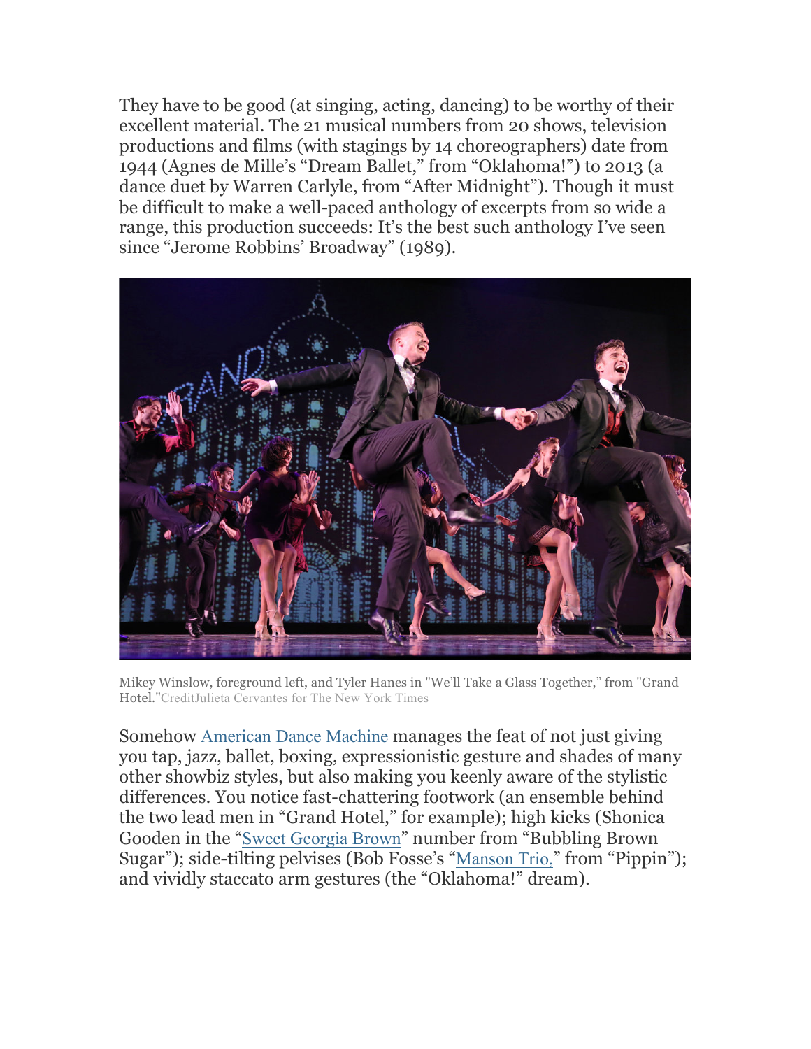They have to be good (at singing, acting, dancing) to be worthy of their excellent material. The 21 musical numbers from 20 shows, television productions and films (with stagings by 14 choreographers) date from 1944 (Agnes de Mille's "Dream Ballet," from "Oklahoma!") to 2013 (a dance duet by Warren Carlyle, from "After Midnight"). Though it must be difficult to make a well-paced anthology of excerpts from so wide a range, this production succeeds: It's the best such anthology I've seen since "Jerome Robbins' Broadway" (1989).

Mikey Winslow, foreground left, and Tyler Hanes in "We'll Take a Glass Together," from "Grand Hotel."CreditJulieta Cervantes for The New York Times

Somehow American Dance Machine manages the feat of not just giving you tap, jazz, ballet, boxing, expressionistic gesture and shades of many other showbiz styles, but also making you keenly aware of the stylistic differences. You notice fast-chattering footwork (an ensemble behind the two lead men in "Grand Hotel," for example); high kicks (Shonica Gooden in the "Sweet Georgia Brown" number from "Bubbling Brown Sugar"); side-tilting pelvises (Bob Fosse's "Manson Trio," from "Pippin"); and vividly staccato arm gestures (the "Oklahoma!" dream).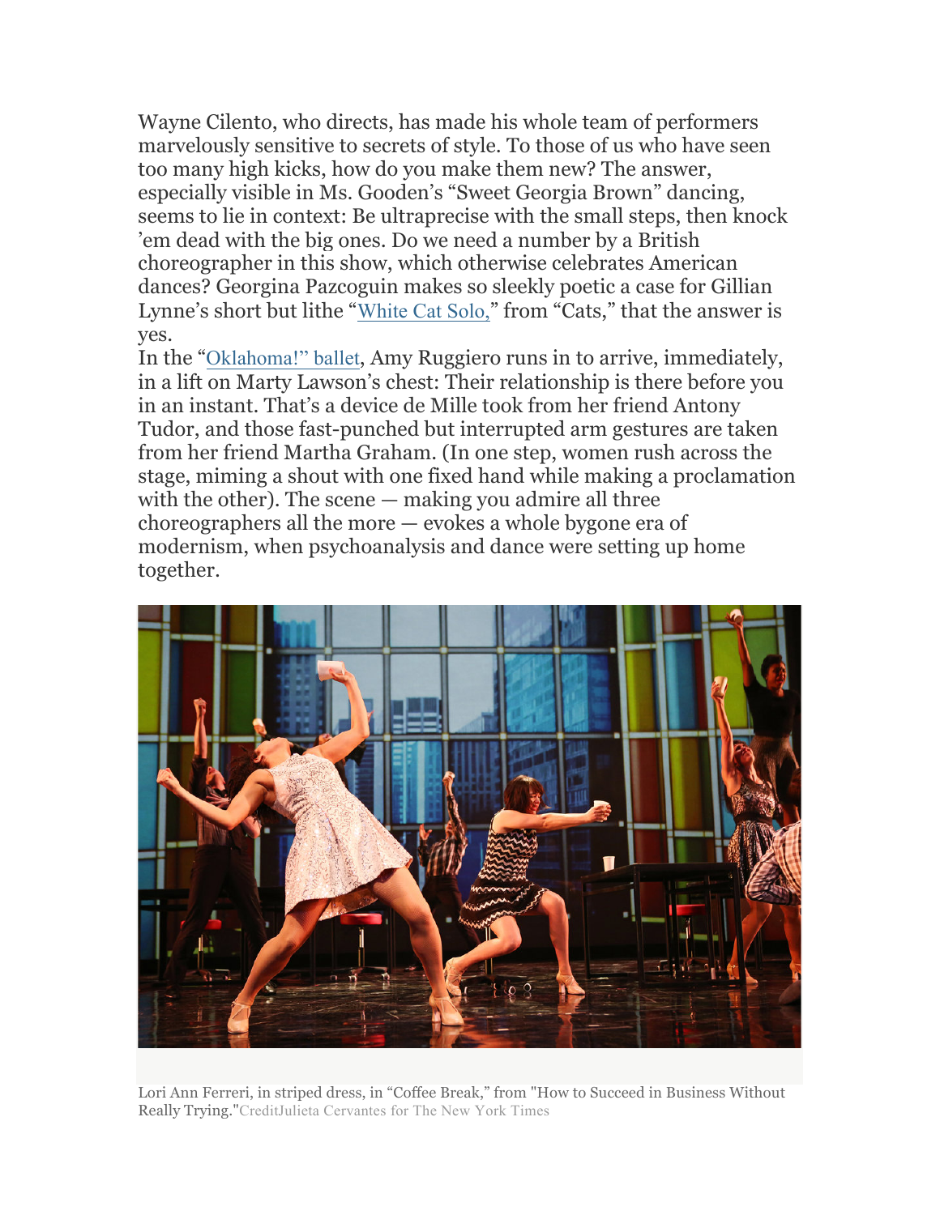Wayne Cilento, who directs, has made his whole team of performers marvelously sensitive to secrets of style. To those of us who have seen too many high kicks, how do you make them new? The answer, especially visible in Ms. Gooden's "Sweet Georgia Brown" dancing, seems to lie in context: Be ultraprecise with the small steps, then knock 'em dead with the big ones. Do we need a number by a British choreographer in this show, which otherwise celebrates American dances? Georgina Pazcoguin makes so sleekly poetic a case for Gillian Lynne's short but lithe "White Cat Solo," from "Cats," that the answer is yes.

In the "Oklahoma!" ballet, Amy Ruggiero runs in to arrive, immediately, in a lift on Marty Lawson's chest: Their relationship is there before you in an instant. That's a device de Mille took from her friend Antony Tudor, and those fast-punched but interrupted arm gestures are taken from her friend Martha Graham. (In one step, women rush across the stage, miming a shout with one fixed hand while making a proclamation with the other). The scene — making you admire all three choreographers all the more — evokes a whole bygone era of modernism, when psychoanalysis and dance were setting up home together.

Lori Ann Ferreri, in striped dress, in "Coffee Break," from "How to Succeed in Business Without Really Trying."CreditJulieta Cervantes for The New York Times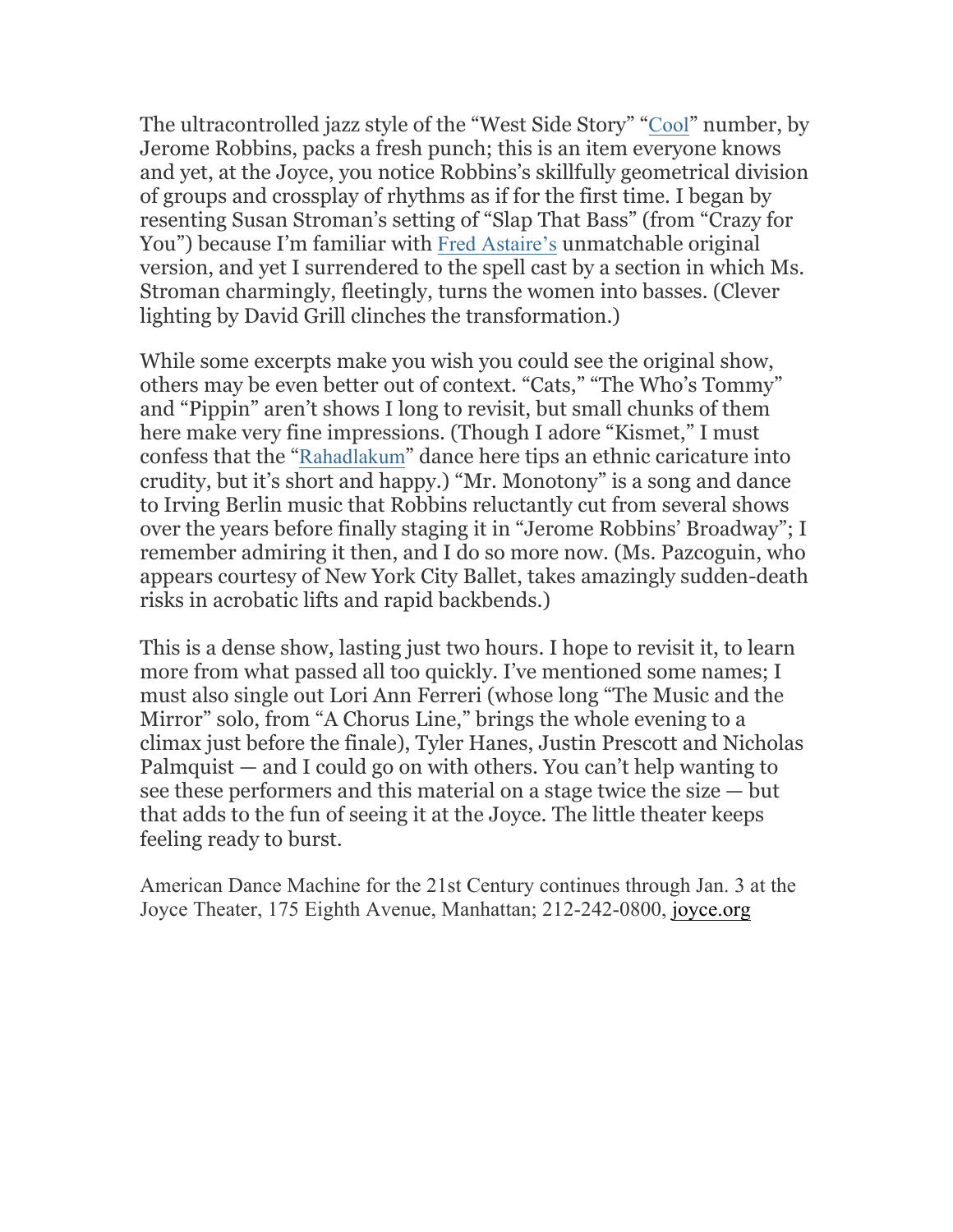The ultracontrolled jazz style of the "West Side Story" "Cool" number, by Jerome Robbins, packs a fresh punch; this is an item everyone knows and yet, at the Joyce, you notice Robbins's skillfully geometrical division of groups and crossplay of rhythms as if for the first time. I began by resenting Susan Stroman's setting of "Slap That Bass" (from "Crazy for You") because I'm familiar with Fred Astaire's unmatchable original version, and yet I surrendered to the spell cast by a section in which Ms. Stroman charmingly, fleetingly, turns the women into basses. (Clever lighting by David Grill clinches the transformation.)

While some excerpts make you wish you could see the original show, others may be even better out of context. "Cats," "The Who's Tommy" and "Pippin" aren't shows I long to revisit, but small chunks of them here make very fine impressions. (Though I adore "Kismet," I must confess that the "Rahadlakum" dance here tips an ethnic caricature into crudity, but it's short and happy.) "Mr. Monotony" is a song and dance to Irving Berlin music that Robbins reluctantly cut from several shows over the years before finally staging it in "Jerome Robbins' Broadway"; I remember admiring it then, and I do so more now. (Ms. Pazcoguin, who appears courtesy of New York City Ballet, takes amazingly sudden-death risks in acrobatic lifts and rapid backbends.)

This is a dense show, lasting just two hours. I hope to revisit it, to learn more from what passed all too quickly. I've mentioned some names; I must also single out Lori Ann Ferreri (whose long "The Music and the Mirror" solo, from "A Chorus Line," brings the whole evening to a climax just before the finale), Tyler Hanes, Justin Prescott and Nicholas Palmquist — and I could go on with others. You can't help wanting to see these performers and this material on a stage twice the size — but that adds to the fun of seeing it at the Joyce. The little theater keeps feeling ready to burst.

American Dance Machine for the 21st Century continues through Jan. 3 at the Joyce Theater, 175 Eighth Avenue, Manhattan; 212-242-0800, joyce.org